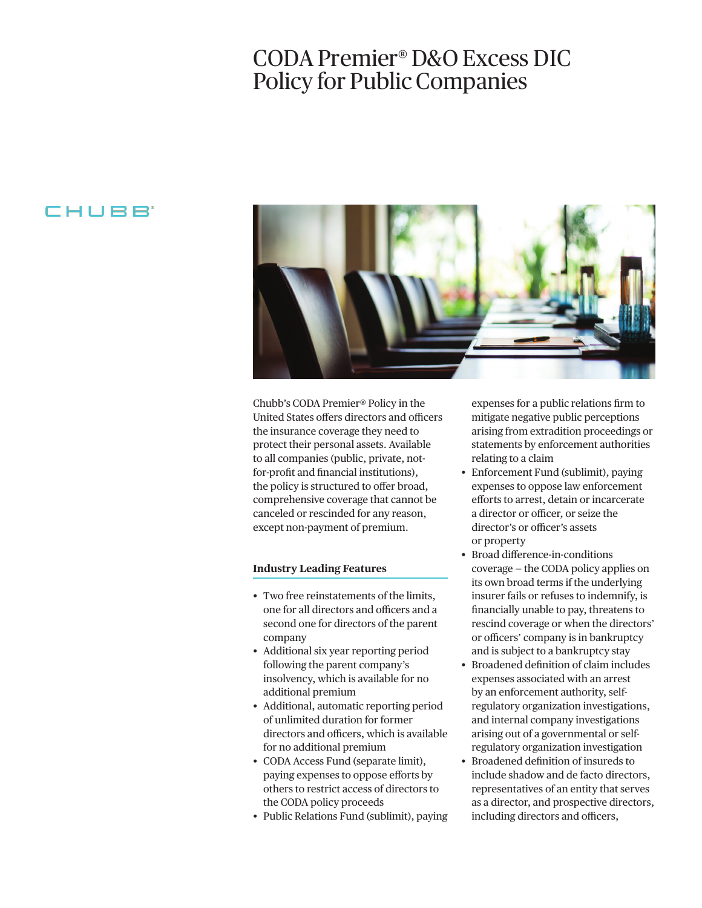# CODA Premier® D&O Excess DIC Policy for Public Companies

CHUBB®

Chubb's CODA Premier® Policy in the United States offers directors and officers the insurance coverage they need to protect their personal assets. Available to all companies (public, private, not-for-profit and financial institutions), the policy is structured to offer broad, comprehensive coverage that cannot be canceled or rescinded for any reason, except non-payment of premium.

## Industry Leading Features

- Two free reinstatements of the limits, one for all directors and officers and a second one for directors of the parent company
- Additional six year reporting period following the parent company's insolvency, which is available for no additional premium
- Additional, automatic reporting period of unlimited duration for former directors and officers, which is available for no additional premium
- CODA Access Fund (separate limit), paying expenses to oppose efforts by others to restrict access of directors to the CODA policy proceeds
- Public Relations Fund (sublimit), paying expenses for a public relations firm to mitigate negative public perceptions arising from extradition proceedings or statements by enforcement authorities relating to a claim
- Enforcement Fund (sublimit), paying expenses to oppose law enforcement efforts to arrest, detain or incarcerate a director or officer, or seize the director's or officer's assets or property
- Broad difference-in-conditions coverage – the CODA policy applies on its own broad terms if the underlying insurer fails or refuses to indemnify, is financially unable to pay, threatens to rescind coverage or when the directors' or officers' company is in bankruptcy and is subject to a bankruptcy stay
- Broadened definition of claim includes expenses associated with an arrest by an enforcement authority, self-regulatory organization investigations, and internal company investigations arising out of a governmental or self-regulatory organization investigation
- Broadened definition of insureds to include shadow and de facto directors, representatives of an entity that serves as a director, and prospective directors, including directors and officers,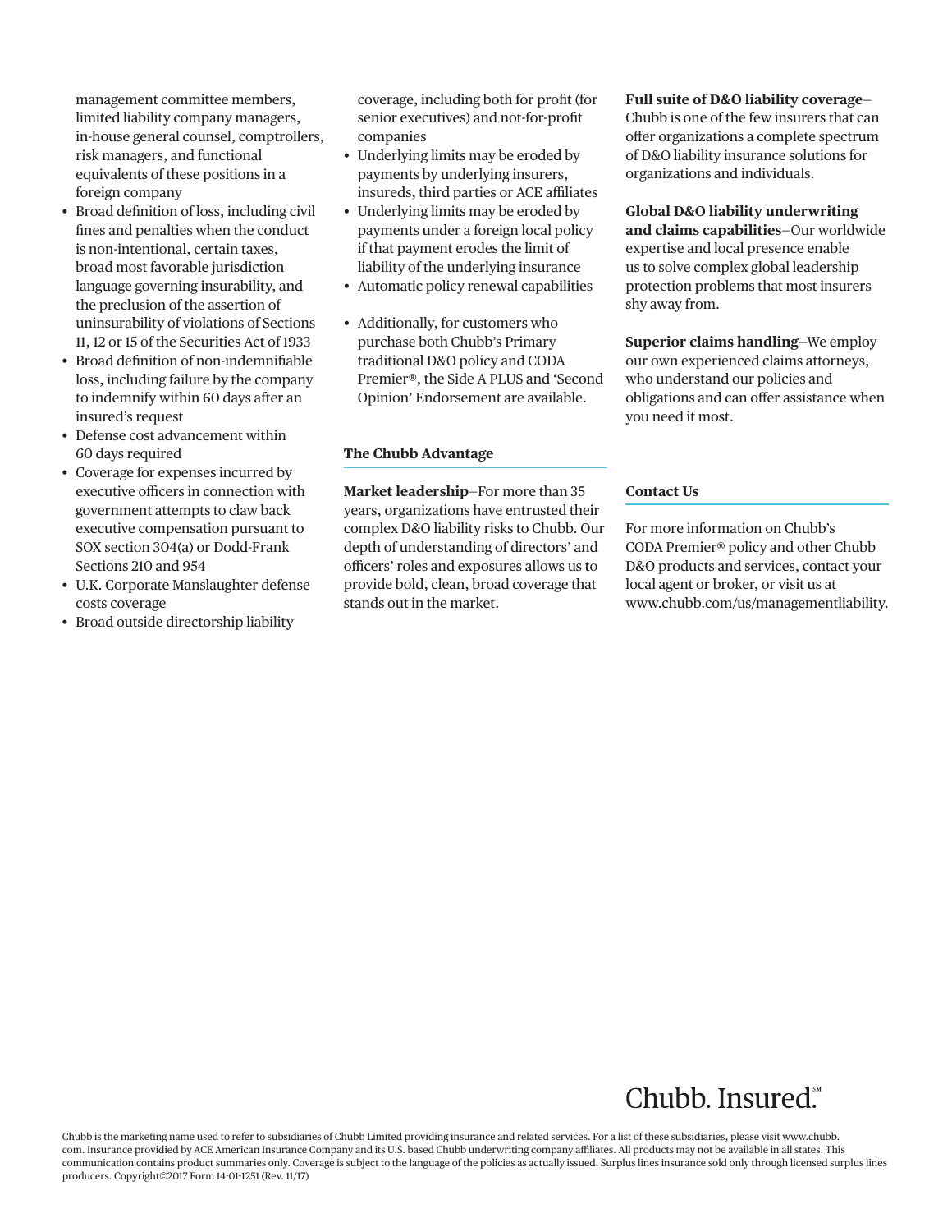management committee members, limited liability company managers, in-house general counsel, comptrollers, risk managers, and functional equivalents of these positions in a foreign company

- Broad definition of loss, including civil fines and penalties when the conduct is non-intentional, certain taxes, broad most favorable jurisdiction language governing insurability, and the preclusion of the assertion of uninsurability of violations of Sections 11, 12 or 15 of the Securities Act of 1933
- Broad definition of non-indemnifiable loss, including failure by the company to indemnify within 60 days after an insured's request
- Defense cost advancement within 60 days required
- Coverage for expenses incurred by executive officers in connection with government attempts to claw back executive compensation pursuant to SOX section 304(a) or Dodd-Frank Sections 210 and 954
- U.K. Corporate Manslaughter defense costs coverage
- Broad outside directorship liability coverage, including both for profit (for senior executives) and not-for-profit companies
- Underlying limits may be eroded by payments by underlying insurers, insureds, third parties or ACE affiliates
- Underlying limits may be eroded by payments under a foreign local policy if that payment erodes the limit of liability of the underlying insurance
- Automatic policy renewal capabilities

- Additionally, for customers who purchase both Chubb's Primary traditional D&O policy and CODA Premier®, the Side A PLUS and 'Second Opinion' Endorsement are available.

## The Chubb Advantage

**Market leadership**–For more than 35 years, organizations have entrusted their complex D&O liability risks to Chubb. Our depth of understanding of directors' and officers' roles and exposures allows us to provide bold, clean, broad coverage that stands out in the market.

**Full suite of D&O liability coverage**–Chubb is one of the few insurers that can offer organizations a complete spectrum of D&O liability insurance solutions for organizations and individuals.

**Global D&O liability underwriting and claims capabilities**–Our worldwide expertise and local presence enable us to solve complex global leadership protection problems that most insurers shy away from.

**Superior claims handling**–We employ our own experienced claims attorneys, who understand our policies and obligations and can offer assistance when you need it most.

## Contact Us

For more information on Chubb's CODA Premier® policy and other Chubb D&O products and services, contact your local agent or broker, or visit us at www.chubb.com/us/managementliability.

Chubb. Insured.℠

Chubb is the marketing name used to refer to subsidiaries of Chubb Limited providing insurance and related services. For a list of these subsidiaries, please visit www.chubb.com. Insurance providied by ACE American Insurance Company and its U.S. based Chubb underwriting company affiliates. All products may not be available in all states. This communication contains product summaries only. Coverage is subject to the language of the policies as actually issued. Surplus lines insurance sold only through licensed surplus lines producers. Copyright©2017 Form 14-01-1251 (Rev. 11/17)